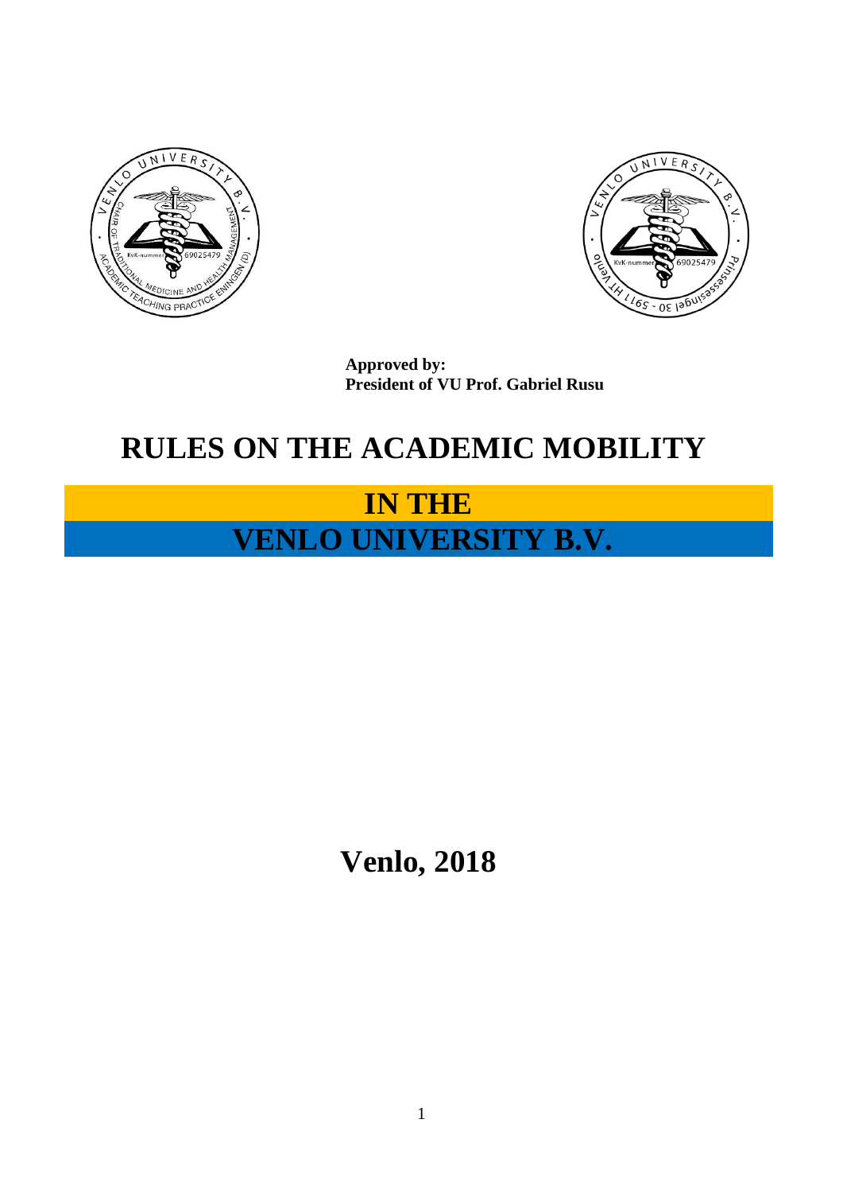**Approved by:**
**President of VU Prof. Gabriel Rusu**

# RULES ON THE ACADEMIC MOBILITY

# IN THE
# VENLO UNIVERSITY B.V.

**Venlo, 2018**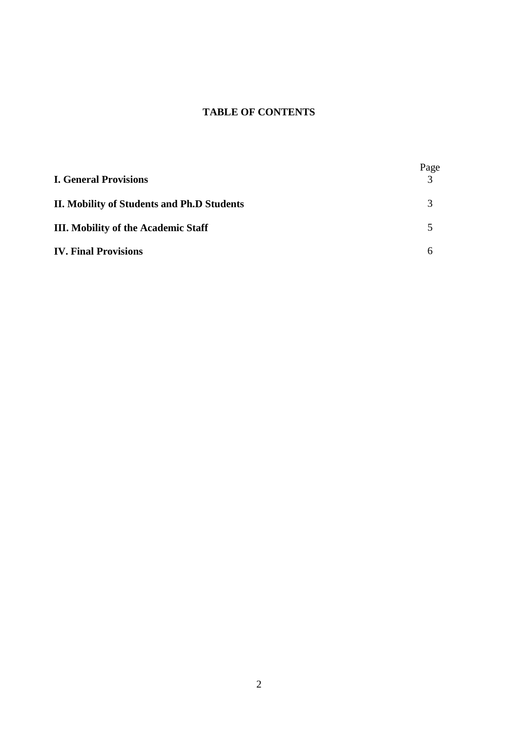**TABLE OF CONTENTS**

| | Page |
|---|---|
| **I. General Provisions** | 3 |
| **II. Mobility of Students and Ph.D Students** | 3 |
| **III. Mobility of the Academic Staff** | 5 |
| **IV. Final Provisions** | 6 |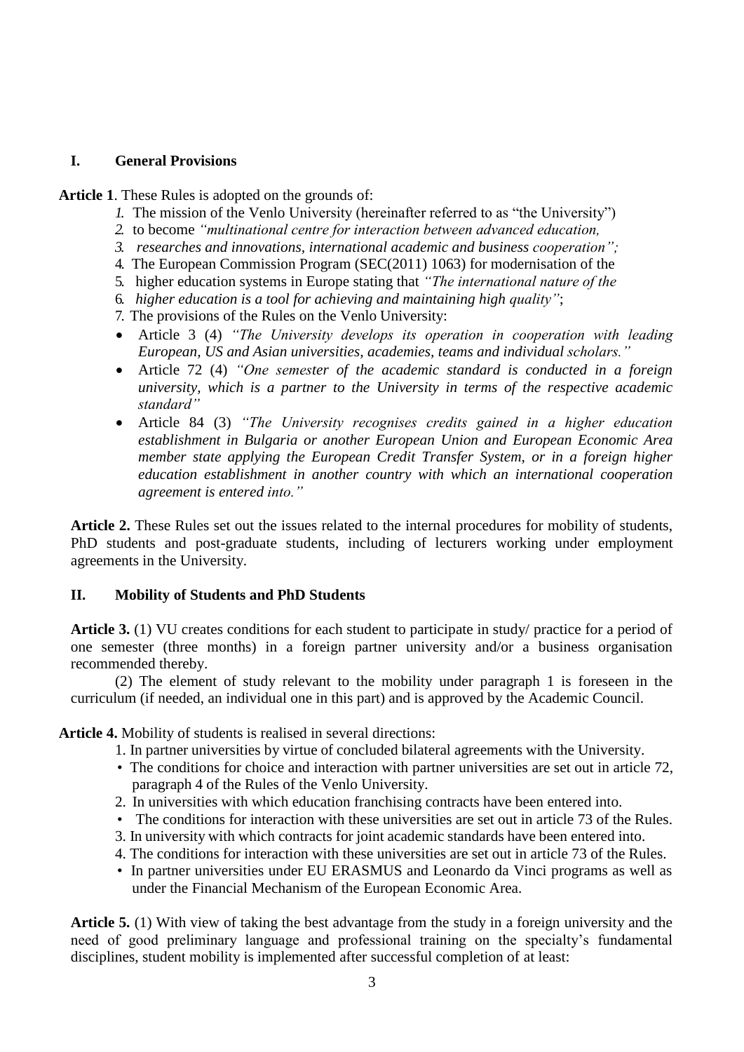## I. General Provisions

**Article 1**. These Rules is adopted on the grounds of:

1. The mission of the Venlo University (hereinafter referred to as "the University")
2. to become *"multinational centre for interaction between advanced education,*
3. *researches and innovations, international academic and business cooperation";*
4. The European Commission Program (SEC(2011) 1063) for modernisation of the
5. higher education systems in Europe stating that *"The international nature of the*
6. *higher education is a tool for achieving and maintaining high quality"*;
7. The provisions of the Rules on the Venlo University:

- Article 3 (4) *"The University develops its operation in cooperation with leading European, US and Asian universities, academies, teams and individual scholars."*
- Article 72 (4) *"One semester of the academic standard is conducted in a foreign university, which is a partner to the University in terms of the respective academic standard"*
- Article 84 (3) *"The University recognises credits gained in a higher education establishment in Bulgaria or another European Union and European Economic Area member state applying the European Credit Transfer System, or in a foreign higher education establishment in another country with which an international cooperation agreement is entered into."*

**Article 2.** These Rules set out the issues related to the internal procedures for mobility of students, PhD students and post-graduate students, including of lecturers working under employment agreements in the University.

## II. Mobility of Students and PhD Students

**Article 3.** (1) VU creates conditions for each student to participate in study/ practice for a period of one semester (three months) in a foreign partner university and/or a business organisation recommended thereby.

(2) The element of study relevant to the mobility under paragraph 1 is foreseen in the curriculum (if needed, an individual one in this part) and is approved by the Academic Council.

**Article 4.** Mobility of students is realised in several directions:

1. In partner universities by virtue of concluded bilateral agreements with the University.
   - The conditions for choice and interaction with partner universities are set out in article 72, paragraph 4 of the Rules of the Venlo University.
2. In universities with which education franchising contracts have been entered into.
   - The conditions for interaction with these universities are set out in article 73 of the Rules.
3. In university with which contracts for joint academic standards have been entered into.
4. The conditions for interaction with these universities are set out in article 73 of the Rules.
   - In partner universities under EU ERASMUS and Leonardo da Vinci programs as well as under the Financial Mechanism of the European Economic Area.

**Article 5.** (1) With view of taking the best advantage from the study in a foreign university and the need of good preliminary language and professional training on the specialty's fundamental disciplines, student mobility is implemented after successful completion of at least: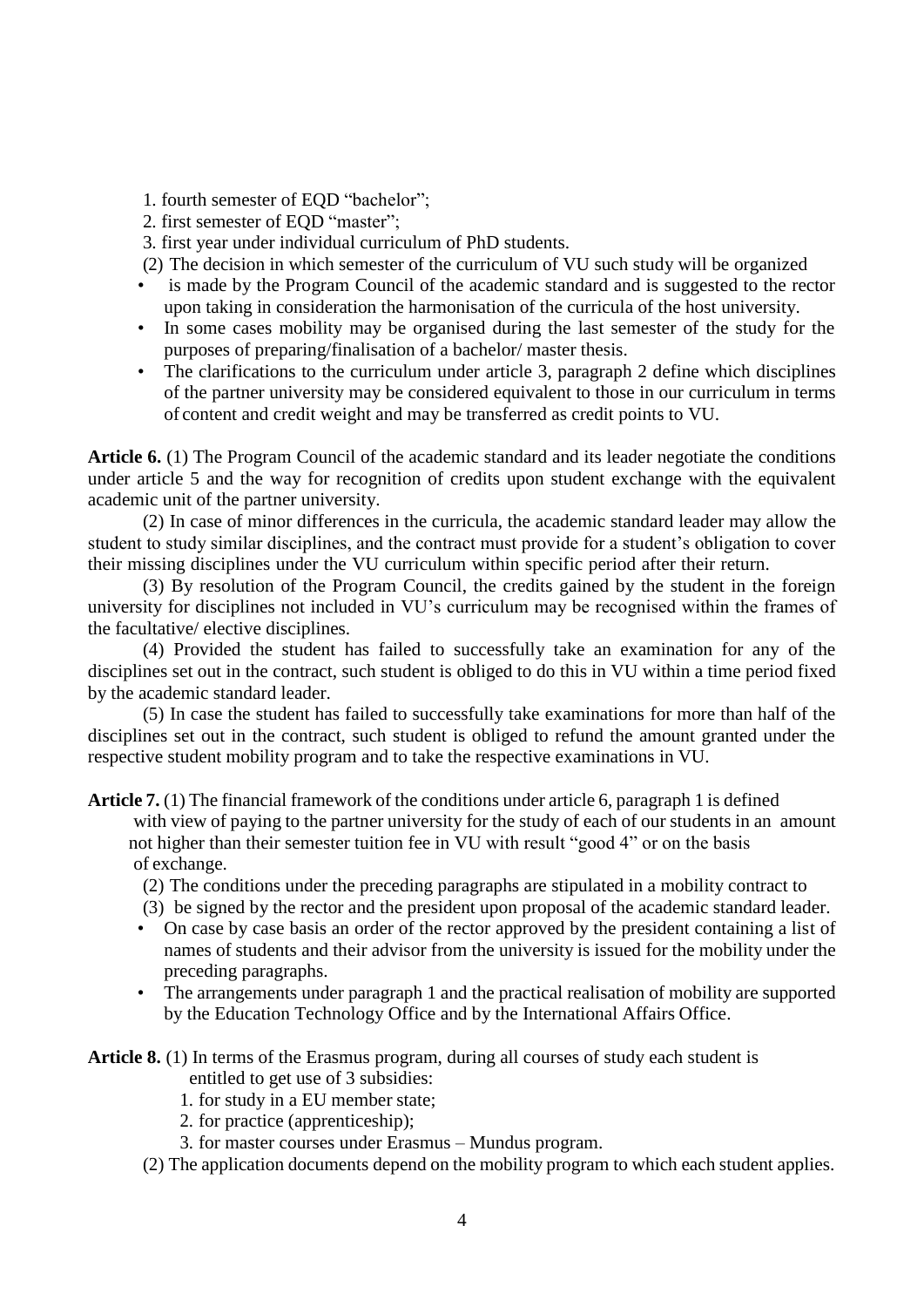1. fourth semester of EQD "bachelor";
2. first semester of EQD "master";
3. first year under individual curriculum of PhD students.

(2) The decision in which semester of the curriculum of VU such study will be organized

- is made by the Program Council of the academic standard and is suggested to the rector upon taking in consideration the harmonisation of the curricula of the host university.
- In some cases mobility may be organised during the last semester of the study for the purposes of preparing/finalisation of a bachelor/ master thesis.
- The clarifications to the curriculum under article 3, paragraph 2 define which disciplines of the partner university may be considered equivalent to those in our curriculum in terms of content and credit weight and may be transferred as credit points to VU.

**Article 6.** (1) The Program Council of the academic standard and its leader negotiate the conditions under article 5 and the way for recognition of credits upon student exchange with the equivalent academic unit of the partner university.

(2) In case of minor differences in the curricula, the academic standard leader may allow the student to study similar disciplines, and the contract must provide for a student's obligation to cover their missing disciplines under the VU curriculum within specific period after their return.

(3) By resolution of the Program Council, the credits gained by the student in the foreign university for disciplines not included in VU's curriculum may be recognised within the frames of the facultative/ elective disciplines.

(4) Provided the student has failed to successfully take an examination for any of the disciplines set out in the contract, such student is obliged to do this in VU within a time period fixed by the academic standard leader.

(5) In case the student has failed to successfully take examinations for more than half of the disciplines set out in the contract, such student is obliged to refund the amount granted under the respective student mobility program and to take the respective examinations in VU.

**Article 7.** (1) The financial framework of the conditions under article 6, paragraph 1 is defined with view of paying to the partner university for the study of each of our students in an amount not higher than their semester tuition fee in VU with result "good 4" or on the basis of exchange.

(2) The conditions under the preceding paragraphs are stipulated in a mobility contract to

(3) be signed by the rector and the president upon proposal of the academic standard leader.

- On case by case basis an order of the rector approved by the president containing a list of names of students and their advisor from the university is issued for the mobility under the preceding paragraphs.
- The arrangements under paragraph 1 and the practical realisation of mobility are supported by the Education Technology Office and by the International Affairs Office.

**Article 8.** (1) In terms of the Erasmus program, during all courses of study each student is entitled to get use of 3 subsidies:

1. for study in a EU member state;
2. for practice (apprenticeship);
3. for master courses under Erasmus – Mundus program.

(2) The application documents depend on the mobility program to which each student applies.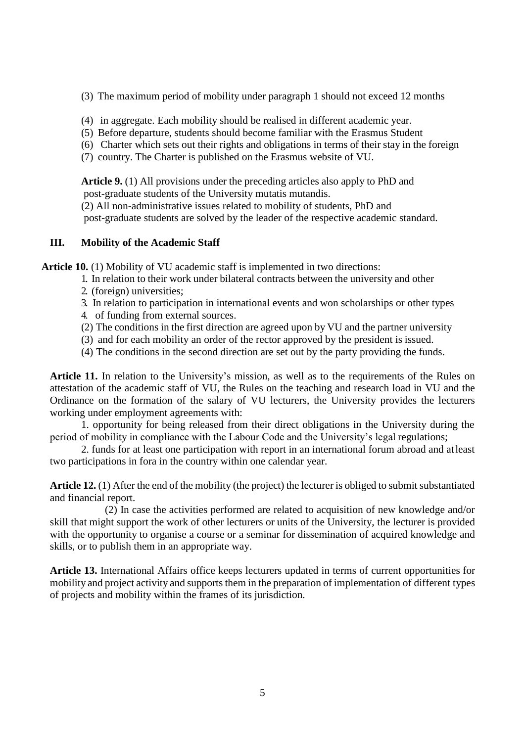(3) The maximum period of mobility under paragraph 1 should not exceed 12 months

(4) in aggregate. Each mobility should be realised in different academic year.
(5) Before departure, students should become familiar with the Erasmus Student
(6) Charter which sets out their rights and obligations in terms of their stay in the foreign
(7) country. The Charter is published on the Erasmus website of VU.

**Article 9.** (1) All provisions under the preceding articles also apply to PhD and post-graduate students of the University mutatis mutandis.
(2) All non-administrative issues related to mobility of students, PhD and post-graduate students are solved by the leader of the respective academic standard.

## III. Mobility of the Academic Staff

**Article 10.** (1) Mobility of VU academic staff is implemented in two directions:

1. In relation to their work under bilateral contracts between the university and other
2. (foreign) universities;
3. In relation to participation in international events and won scholarships or other types
4. of funding from external sources.

(2) The conditions in the first direction are agreed upon by VU and the partner university
(3) and for each mobility an order of the rector approved by the president is issued.
(4) The conditions in the second direction are set out by the party providing the funds.

**Article 11.** In relation to the University's mission, as well as to the requirements of the Rules on attestation of the academic staff of VU, the Rules on the teaching and research load in VU and the Ordinance on the formation of the salary of VU lecturers, the University provides the lecturers working under employment agreements with:

1. opportunity for being released from their direct obligations in the University during the period of mobility in compliance with the Labour Code and the University's legal regulations;

2. funds for at least one participation with report in an international forum abroad and at least two participations in fora in the country within one calendar year.

**Article 12.** (1) After the end of the mobility (the project) the lecturer is obliged to submit substantiated and financial report.

(2) In case the activities performed are related to acquisition of new knowledge and/or skill that might support the work of other lecturers or units of the University, the lecturer is provided with the opportunity to organise a course or a seminar for dissemination of acquired knowledge and skills, or to publish them in an appropriate way.

**Article 13.** International Affairs office keeps lecturers updated in terms of current opportunities for mobility and project activity and supports them in the preparation of implementation of different types of projects and mobility within the frames of its jurisdiction.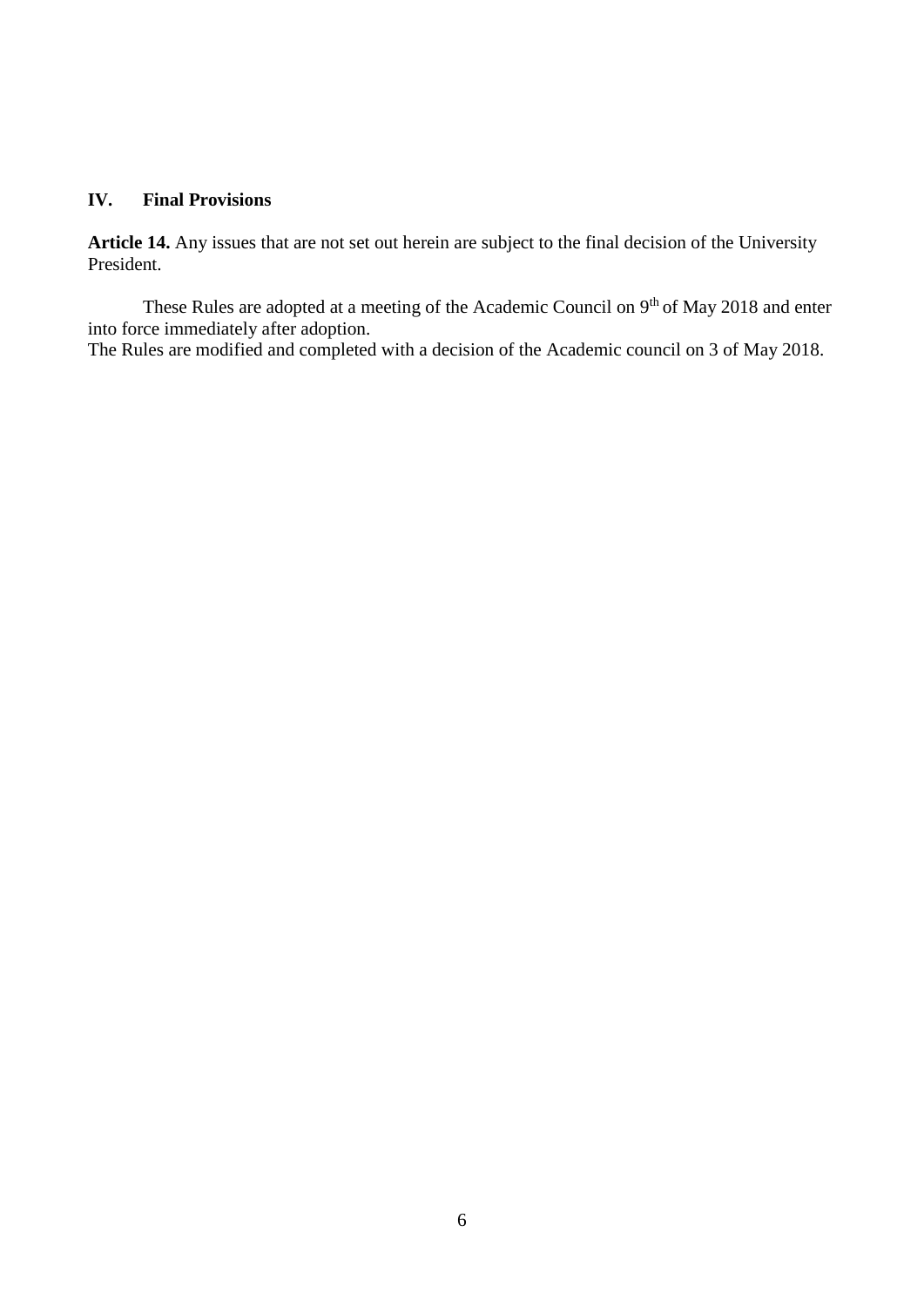## IV. Final Provisions

**Article 14.** Any issues that are not set out herein are subject to the final decision of the University President.

These Rules are adopted at a meeting of the Academic Council on 9th of May 2018 and enter into force immediately after adoption.

The Rules are modified and completed with a decision of the Academic council on 3 of May 2018.